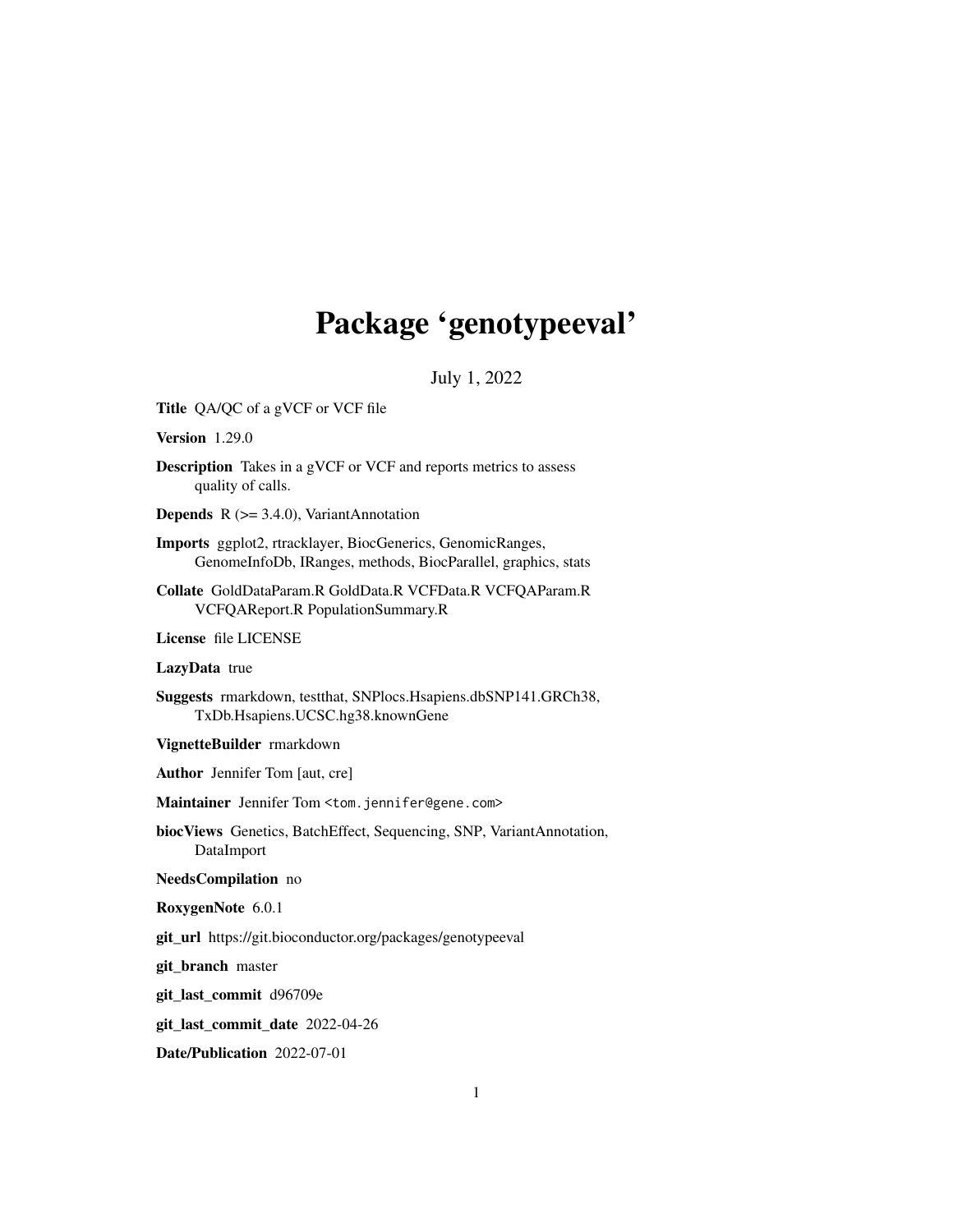# Package 'genotypeeval'

July 1, 2022

**Title** QA/QC of a gVCF or VCF file

**Version** 1.29.0

**Description** Takes in a gVCF or VCF and reports metrics to assess quality of calls.

**Depends** R (>= 3.4.0), VariantAnnotation

**Imports** ggplot2, rtracklayer, BiocGenerics, GenomicRanges, GenomeInfoDb, IRanges, methods, BiocParallel, graphics, stats

**Collate** GoldDataParam.R GoldData.R VCFData.R VCFQAParam.R VCFQAReport.R PopulationSummary.R

**License** file LICENSE

**LazyData** true

**Suggests** rmarkdown, testthat, SNPlocs.Hsapiens.dbSNP141.GRCh38, TxDb.Hsapiens.UCSC.hg38.knownGene

**VignetteBuilder** rmarkdown

**Author** Jennifer Tom [aut, cre]

**Maintainer** Jennifer Tom <tom.jennifer@gene.com>

**biocViews** Genetics, BatchEffect, Sequencing, SNP, VariantAnnotation, DataImport

**NeedsCompilation** no

**RoxygenNote** 6.0.1

**git_url** https://git.bioconductor.org/packages/genotypeeval

**git_branch** master

**git_last_commit** d96709e

**git_last_commit_date** 2022-04-26

**Date/Publication** 2022-07-01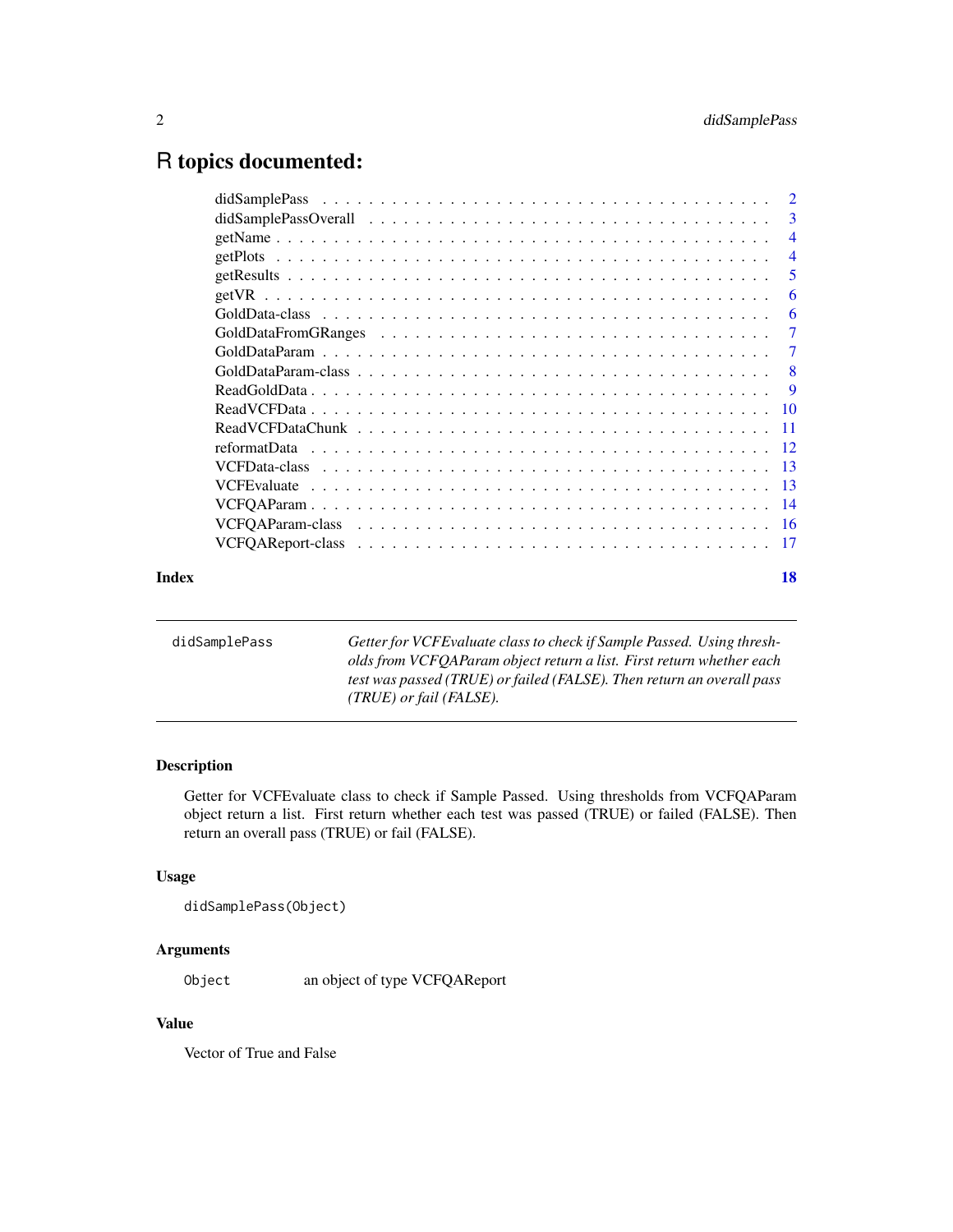# R topics documented:

| | |
|---|---|
| didSamplePass | 2 |
| didSamplePassOverall | 3 |
| getName | 4 |
| getPlots | 4 |
| getResults | 5 |
| getVR | 6 |
| GoldData-class | 6 |
| GoldDataFromGRanges | 7 |
| GoldDataParam | 7 |
| GoldDataParam-class | 8 |
| ReadGoldData | 9 |
| ReadVCFData | 10 |
| ReadVCFDataChunk | 11 |
| reformatData | 12 |
| VCFData-class | 13 |
| VCFEvaluate | 13 |
| VCFQAParam | 14 |
| VCFQAParam-class | 16 |
| VCFQAReport-class | 17 |
| **Index** | **18** |

---

`didSamplePass` *Getter for VCFEvaluate class to check if Sample Passed. Using thresholds from VCFQAParam object return a list. First return whether each test was passed (TRUE) or failed (FALSE). Then return an overall pass (TRUE) or fail (FALSE).*

---

### Description

Getter for VCFEvaluate class to check if Sample Passed. Using thresholds from VCFQAParam object return a list. First return whether each test was passed (TRUE) or failed (FALSE). Then return an overall pass (TRUE) or fail (FALSE).

### Usage

```
didSamplePass(Object)
```

### Arguments

| | |
|---|---|
| `Object` | an object of type VCFQAReport |

### Value

Vector of True and False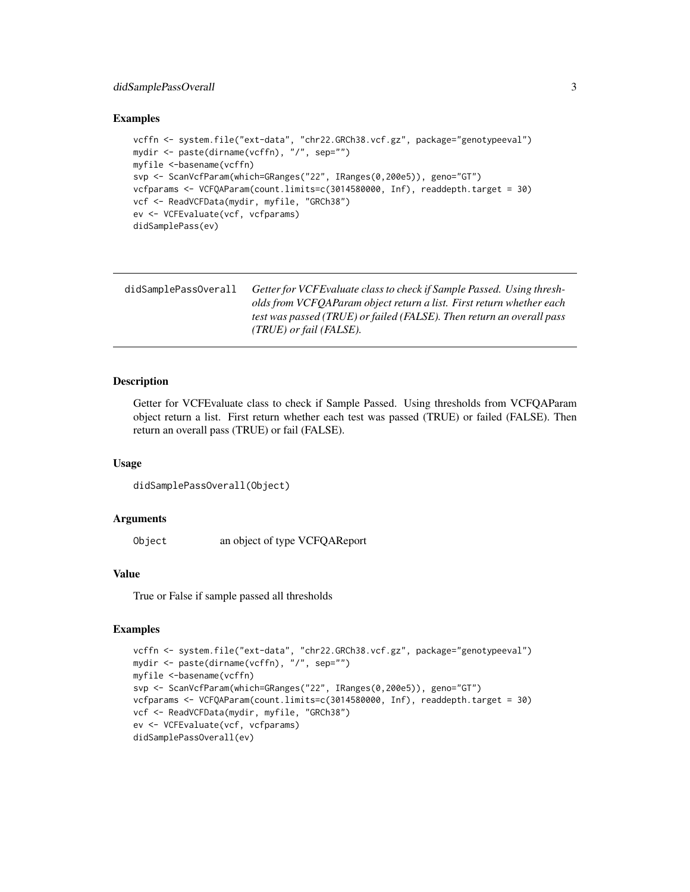### Examples

```
vcffn <- system.file("ext-data", "chr22.GRCh38.vcf.gz", package="genotypeeval")
mydir <- paste(dirname(vcffn), "/", sep="")
myfile <-basename(vcffn)
svp <- ScanVcfParam(which=GRanges("22", IRanges(0,200e5)), geno="GT")
vcfparams <- VCFQAParam(count.limits=c(3014580000, Inf), readdepth.target = 30)
vcf <- ReadVCFData(mydir, myfile, "GRCh38")
ev <- VCFEvaluate(vcf, vcfparams)
didSamplePass(ev)
```

---

## didSamplePassOverall

*Getter for VCFEvaluate class to check if Sample Passed. Using thresholds from VCFQAParam object return a list. First return whether each test was passed (TRUE) or failed (FALSE). Then return an overall pass (TRUE) or fail (FALSE).*

---

### Description

Getter for VCFEvaluate class to check if Sample Passed. Using thresholds from VCFQAParam object return a list. First return whether each test was passed (TRUE) or failed (FALSE). Then return an overall pass (TRUE) or fail (FALSE).

### Usage

```
didSamplePassOverall(Object)
```

### Arguments

| | |
|---|---|
| Object | an object of type VCFQAReport |

### Value

True or False if sample passed all thresholds

### Examples

```
vcffn <- system.file("ext-data", "chr22.GRCh38.vcf.gz", package="genotypeeval")
mydir <- paste(dirname(vcffn), "/", sep="")
myfile <-basename(vcffn)
svp <- ScanVcfParam(which=GRanges("22", IRanges(0,200e5)), geno="GT")
vcfparams <- VCFQAParam(count.limits=c(3014580000, Inf), readdepth.target = 30)
vcf <- ReadVCFData(mydir, myfile, "GRCh38")
ev <- VCFEvaluate(vcf, vcfparams)
didSamplePassOverall(ev)
```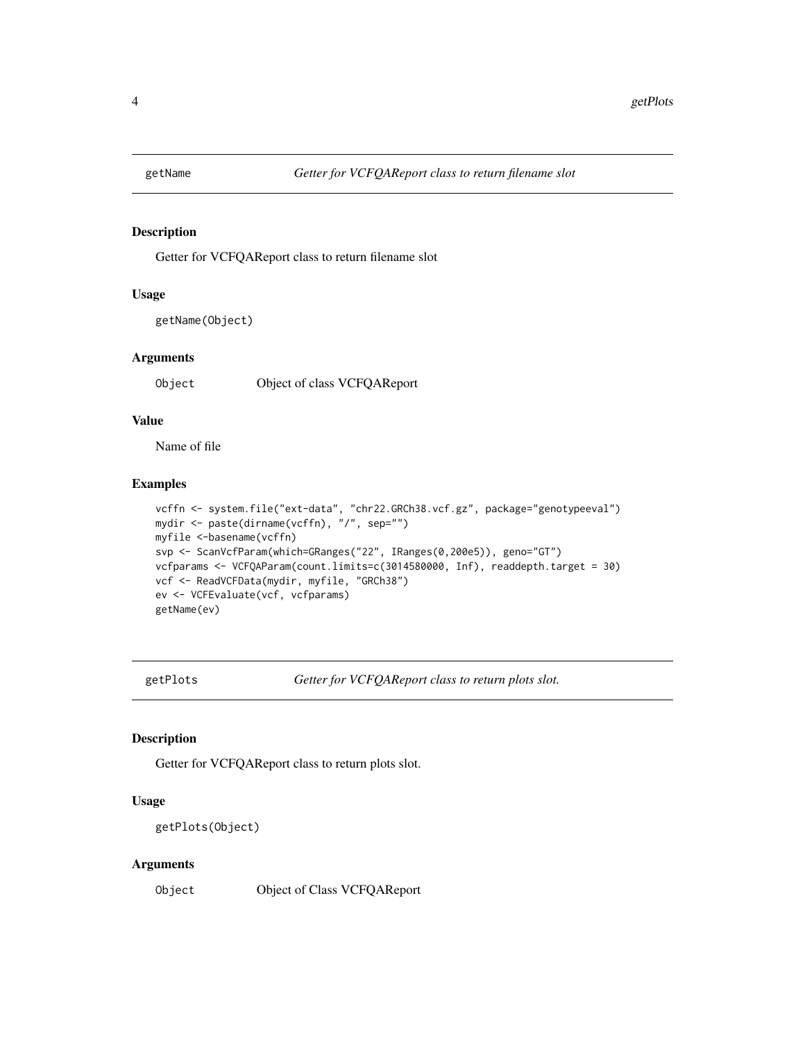## getName — *Getter for VCFQAReport class to return filename slot*

### Description

Getter for VCFQAReport class to return filename slot

### Usage

```
getName(Object)
```

### Arguments

| | |
|---|---|
| Object | Object of class VCFQAReport |

### Value

Name of file

### Examples

```
vcffn <- system.file("ext-data", "chr22.GRCh38.vcf.gz", package="genotypeeval")
mydir <- paste(dirname(vcffn), "/", sep="")
myfile <-basename(vcffn)
svp <- ScanVcfParam(which=GRanges("22", IRanges(0,200e5)), geno="GT")
vcfparams <- VCFQAParam(count.limits=c(3014580000, Inf), readdepth.target = 30)
vcf <- ReadVCFData(mydir, myfile, "GRCh38")
ev <- VCFEvaluate(vcf, vcfparams)
getName(ev)
```

## getPlots — *Getter for VCFQAReport class to return plots slot.*

### Description

Getter for VCFQAReport class to return plots slot.

### Usage

```
getPlots(Object)
```

### Arguments

| | |
|---|---|
| Object | Object of Class VCFQAReport |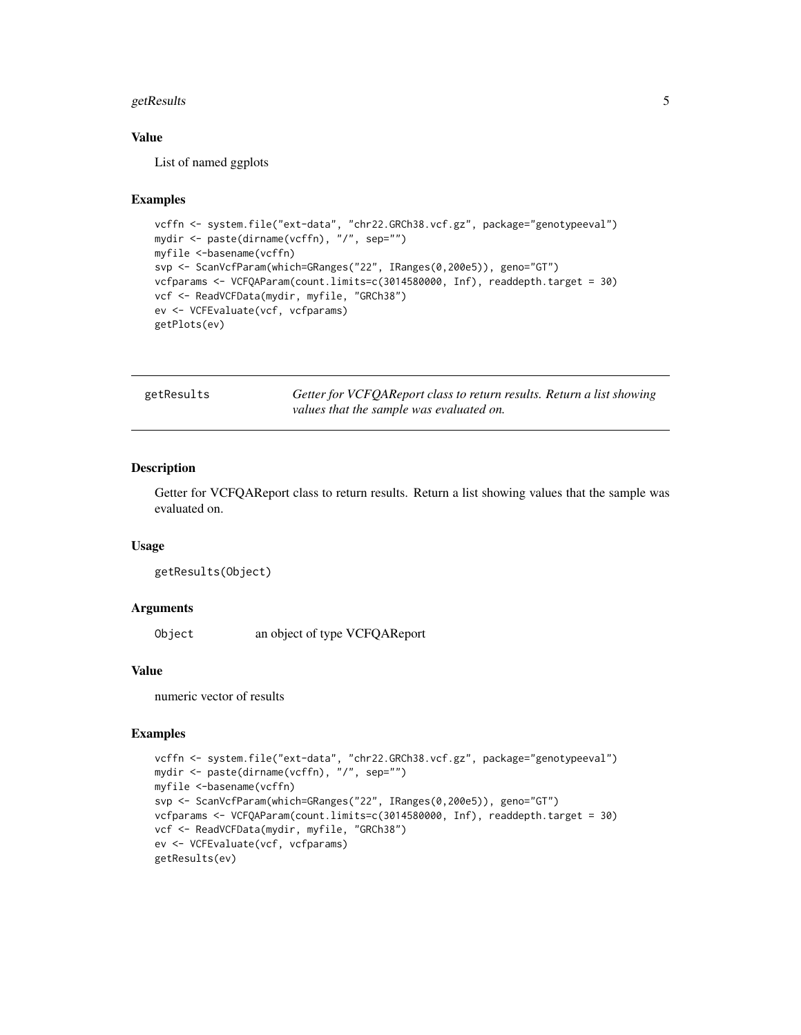### Value

List of named ggplots

### Examples

```
vcffn <- system.file("ext-data", "chr22.GRCh38.vcf.gz", package="genotypeeval")
mydir <- paste(dirname(vcffn), "/", sep="")
myfile <-basename(vcffn)
svp <- ScanVcfParam(which=GRanges("22", IRanges(0,200e5)), geno="GT")
vcfparams <- VCFQAParam(count.limits=c(3014580000, Inf), readdepth.target = 30)
vcf <- ReadVCFData(mydir, myfile, "GRCh38")
ev <- VCFEvaluate(vcf, vcfparams)
getPlots(ev)
```

---

## getResults — *Getter for VCFQAReport class to return results. Return a list showing values that the sample was evaluated on.*

---

### Description

Getter for VCFQAReport class to return results. Return a list showing values that the sample was evaluated on.

### Usage

```
getResults(Object)
```

### Arguments

| | |
|---|---|
| Object | an object of type VCFQAReport |

### Value

numeric vector of results

### Examples

```
vcffn <- system.file("ext-data", "chr22.GRCh38.vcf.gz", package="genotypeeval")
mydir <- paste(dirname(vcffn), "/", sep="")
myfile <-basename(vcffn)
svp <- ScanVcfParam(which=GRanges("22", IRanges(0,200e5)), geno="GT")
vcfparams <- VCFQAParam(count.limits=c(3014580000, Inf), readdepth.target = 30)
vcf <- ReadVCFData(mydir, myfile, "GRCh38")
ev <- VCFEvaluate(vcf, vcfparams)
getResults(ev)
```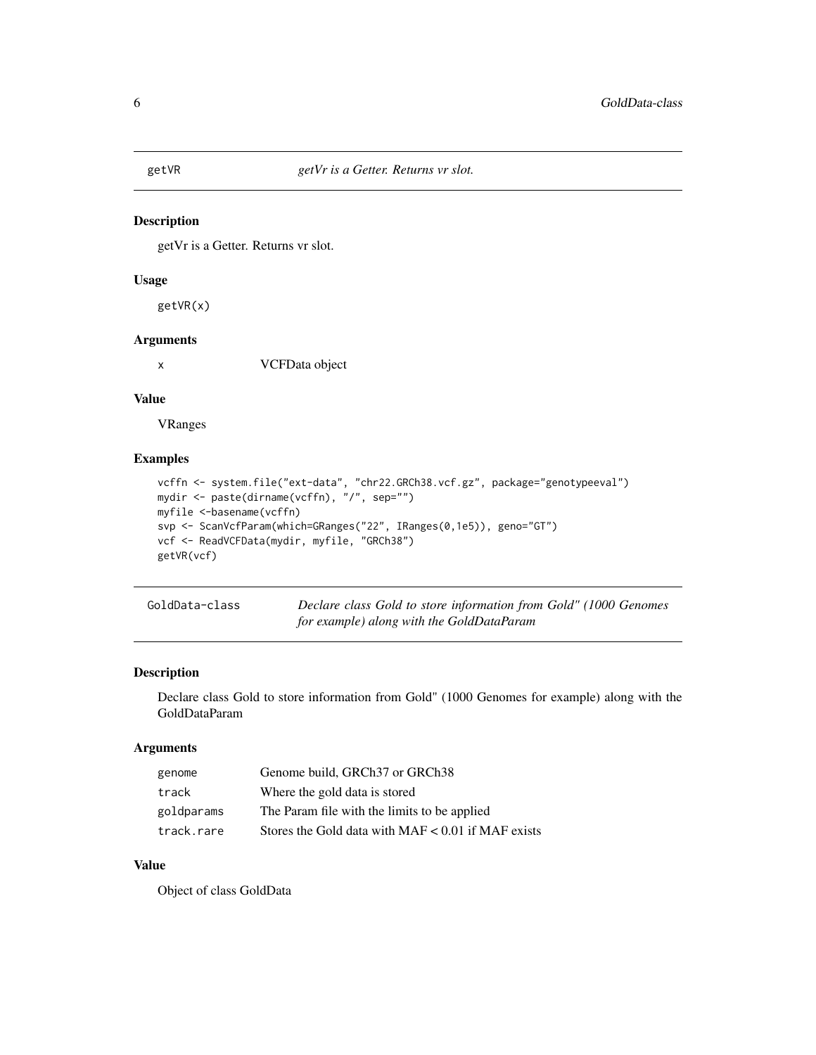## getVR — *getVr is a Getter. Returns vr slot.*

### Description

getVr is a Getter. Returns vr slot.

### Usage

```
getVR(x)
```

### Arguments

| | |
|---|---|
| x | VCFData object |

### Value

VRanges

### Examples

```
vcffn <- system.file("ext-data", "chr22.GRCh38.vcf.gz", package="genotypeeval")
mydir <- paste(dirname(vcffn), "/", sep="")
myfile <-basename(vcffn)
svp <- ScanVcfParam(which=GRanges("22", IRanges(0,1e5)), geno="GT")
vcf <- ReadVCFData(mydir, myfile, "GRCh38")
getVR(vcf)
```

## GoldData-class — *Declare class Gold to store information from Gold" (1000 Genomes for example) along with the GoldDataParam*

### Description

Declare class Gold to store information from Gold" (1000 Genomes for example) along with the GoldDataParam

### Arguments

| | |
|---|---|
| genome | Genome build, GRCh37 or GRCh38 |
| track | Where the gold data is stored |
| goldparams | The Param file with the limits to be applied |
| track.rare | Stores the Gold data with MAF < 0.01 if MAF exists |

### Value

Object of class GoldData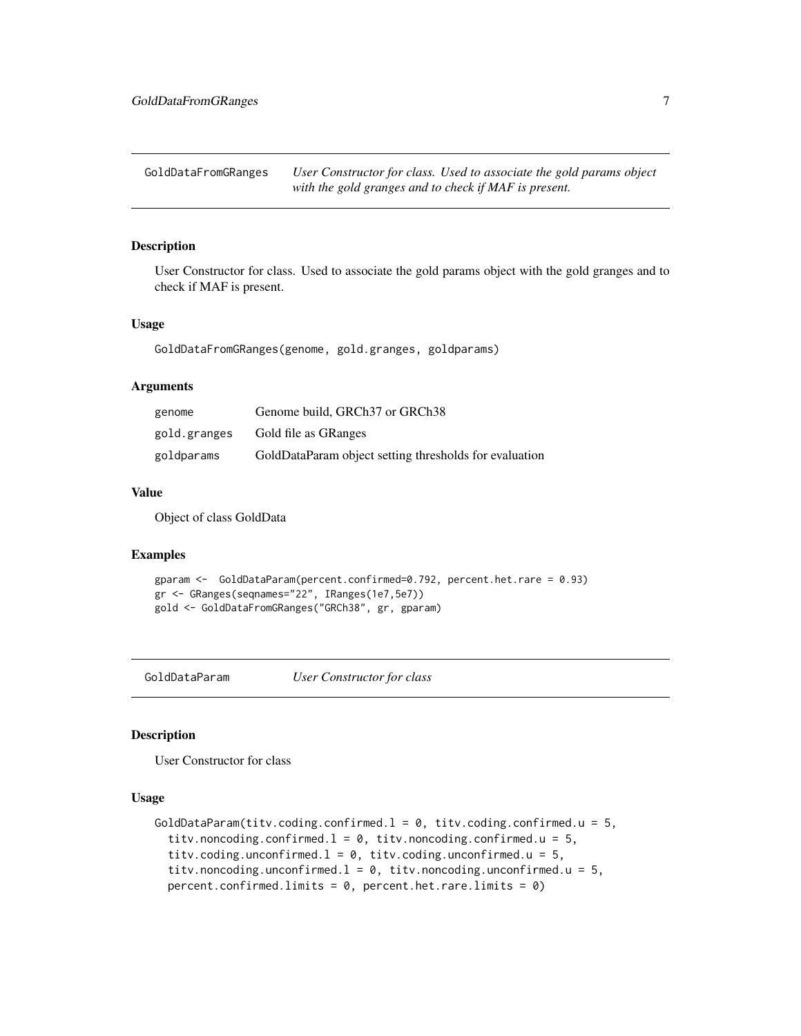## GoldDataFromGRanges

*User Constructor for class. Used to associate the gold params object with the gold granges and to check if MAF is present.*

### Description

User Constructor for class. Used to associate the gold params object with the gold granges and to check if MAF is present.

### Usage

```
GoldDataFromGRanges(genome, gold.granges, goldparams)
```

### Arguments

| | |
|---|---|
| genome | Genome build, GRCh37 or GRCh38 |
| gold.granges | Gold file as GRanges |
| goldparams | GoldDataParam object setting thresholds for evaluation |

### Value

Object of class GoldData

### Examples

```
gparam <-  GoldDataParam(percent.confirmed=0.792, percent.het.rare = 0.93)
gr <- GRanges(seqnames="22", IRanges(1e7,5e7))
gold <- GoldDataFromGRanges("GRCh38", gr, gparam)
```

## GoldDataParam

*User Constructor for class*

### Description

User Constructor for class

### Usage

```
GoldDataParam(titv.coding.confirmed.l = 0, titv.coding.confirmed.u = 5,
  titv.noncoding.confirmed.l = 0, titv.noncoding.confirmed.u = 5,
  titv.coding.unconfirmed.l = 0, titv.coding.unconfirmed.u = 5,
  titv.noncoding.unconfirmed.l = 0, titv.noncoding.unconfirmed.u = 5,
  percent.confirmed.limits = 0, percent.het.rare.limits = 0)
```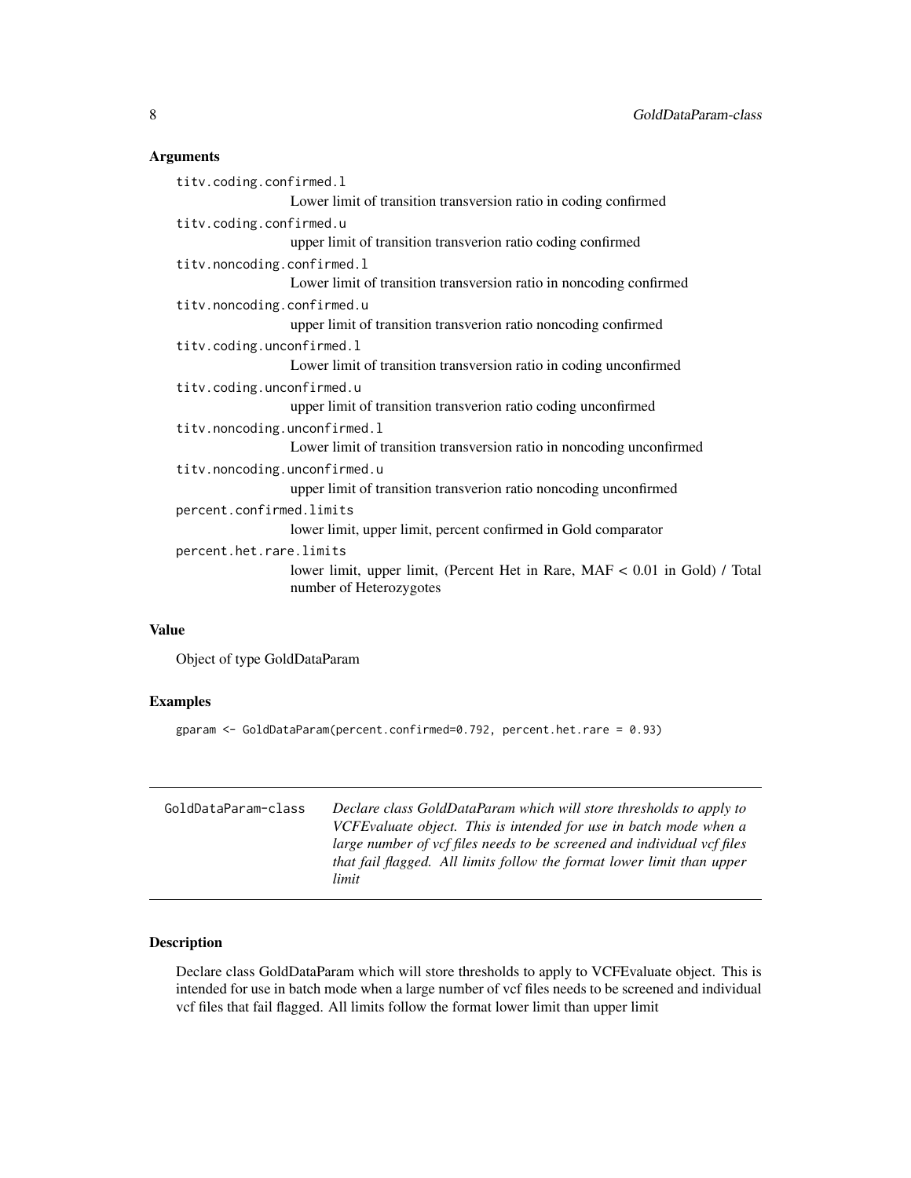### Arguments

`titv.coding.confirmed.l`
: Lower limit of transition transversion ratio in coding confirmed

`titv.coding.confirmed.u`
: upper limit of transition transverion ratio coding confirmed

`titv.noncoding.confirmed.l`
: Lower limit of transition transversion ratio in noncoding confirmed

`titv.noncoding.confirmed.u`
: upper limit of transition transverion ratio noncoding confirmed

`titv.coding.unconfirmed.l`
: Lower limit of transition transversion ratio in coding unconfirmed

`titv.coding.unconfirmed.u`
: upper limit of transition transverion ratio coding unconfirmed

`titv.noncoding.unconfirmed.l`
: Lower limit of transition transversion ratio in noncoding unconfirmed

`titv.noncoding.unconfirmed.u`
: upper limit of transition transverion ratio noncoding unconfirmed

`percent.confirmed.limits`
: lower limit, upper limit, percent confirmed in Gold comparator

`percent.het.rare.limits`
: lower limit, upper limit, (Percent Het in Rare, MAF < 0.01 in Gold) / Total number of Heterozygotes

### Value

Object of type GoldDataParam

### Examples

```
gparam <- GoldDataParam(percent.confirmed=0.792, percent.het.rare = 0.93)
```

---

## GoldDataParam-class

*Declare class GoldDataParam which will store thresholds to apply to VCFEvaluate object. This is intended for use in batch mode when a large number of vcf files needs to be screened and individual vcf files that fail flagged. All limits follow the format lower limit than upper limit*

---

### Description

Declare class GoldDataParam which will store thresholds to apply to VCFEvaluate object. This is intended for use in batch mode when a large number of vcf files needs to be screened and individual vcf files that fail flagged. All limits follow the format lower limit than upper limit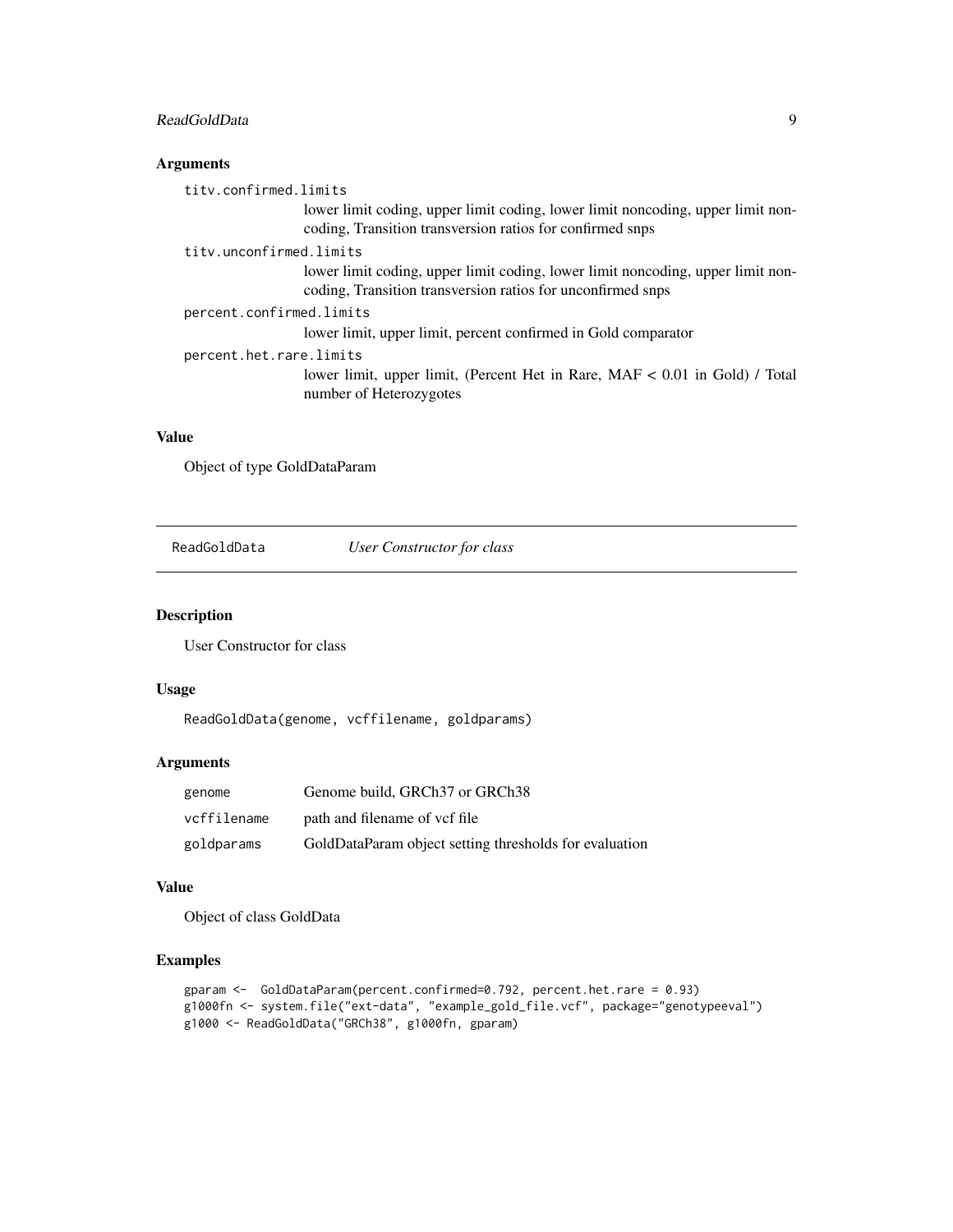### Arguments

`titv.confirmed.limits`
: lower limit coding, upper limit coding, lower limit noncoding, upper limit noncoding, Transition transversion ratios for confirmed snps

`titv.unconfirmed.limits`
: lower limit coding, upper limit coding, lower limit noncoding, upper limit noncoding, Transition transversion ratios for unconfirmed snps

`percent.confirmed.limits`
: lower limit, upper limit, percent confirmed in Gold comparator

`percent.het.rare.limits`
: lower limit, upper limit, (Percent Het in Rare, MAF < 0.01 in Gold) / Total number of Heterozygotes

### Value

Object of type GoldDataParam

---

## ReadGoldData — *User Constructor for class*

### Description

User Constructor for class

### Usage

```
ReadGoldData(genome, vcffilename, goldparams)
```

### Arguments

| | |
|---|---|
| `genome` | Genome build, GRCh37 or GRCh38 |
| `vcffilename` | path and filename of vcf file |
| `goldparams` | GoldDataParam object setting thresholds for evaluation |

### Value

Object of class GoldData

### Examples

```
gparam <-  GoldDataParam(percent.confirmed=0.792, percent.het.rare = 0.93)
g1000fn <- system.file("ext-data", "example_gold_file.vcf", package="genotypeeval")
g1000 <- ReadGoldData("GRCh38", g1000fn, gparam)
```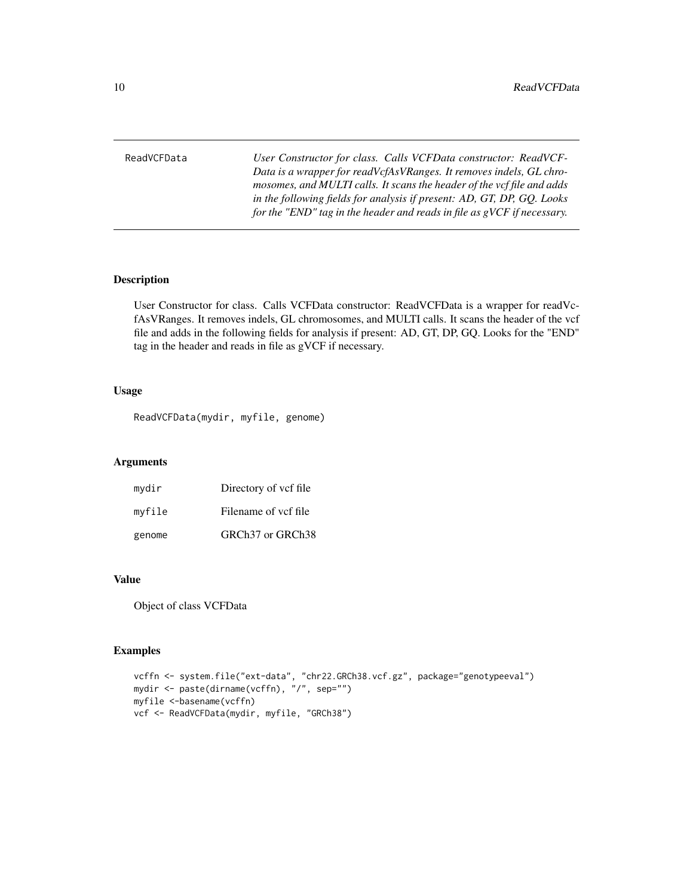ReadVCFData *User Constructor for class. Calls VCFData constructor: ReadVCFData is a wrapper for readVcfAsVRanges. It removes indels, GL chromosomes, and MULTI calls. It scans the header of the vcf file and adds in the following fields for analysis if present: AD, GT, DP, GQ. Looks for the "END" tag in the header and reads in file as gVCF if necessary.*

## Description

User Constructor for class. Calls VCFData constructor: ReadVCFData is a wrapper for readVcfAsVRanges. It removes indels, GL chromosomes, and MULTI calls. It scans the header of the vcf file and adds in the following fields for analysis if present: AD, GT, DP, GQ. Looks for the "END" tag in the header and reads in file as gVCF if necessary.

## Usage

```
ReadVCFData(mydir, myfile, genome)
```

## Arguments

| | |
|---|---|
| mydir | Directory of vcf file |
| myfile | Filename of vcf file |
| genome | GRCh37 or GRCh38 |

## Value

Object of class VCFData

## Examples

```
vcffn <- system.file("ext-data", "chr22.GRCh38.vcf.gz", package="genotypeeval")
mydir <- paste(dirname(vcffn), "/", sep="")
myfile <-basename(vcffn)
vcf <- ReadVCFData(mydir, myfile, "GRCh38")
```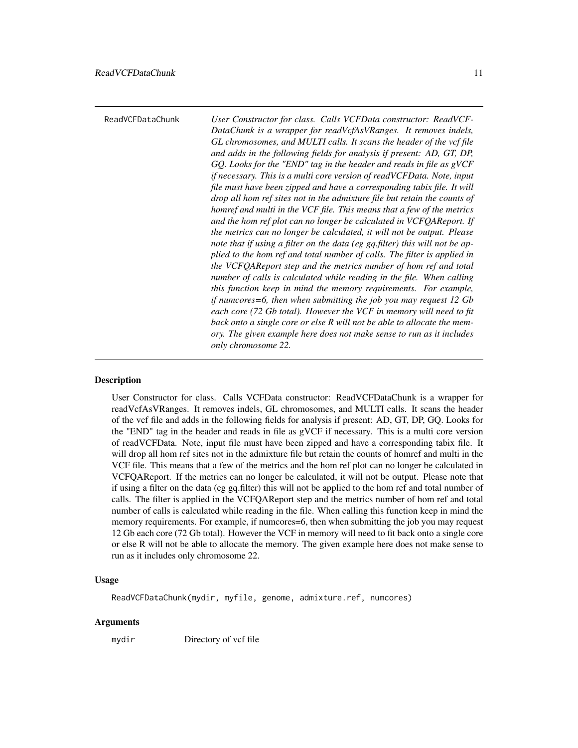ReadVCFDataChunk *User Constructor for class. Calls VCFData constructor: ReadVCFDataChunk is a wrapper for readVcfAsVRanges. It removes indels, GL chromosomes, and MULTI calls. It scans the header of the vcf file and adds in the following fields for analysis if present: AD, GT, DP, GQ. Looks for the "END" tag in the header and reads in file as gVCF if necessary. This is a multi core version of readVCFData. Note, input file must have been zipped and have a corresponding tabix file. It will drop all hom ref sites not in the admixture file but retain the counts of homref and multi in the VCF file. This means that a few of the metrics and the hom ref plot can no longer be calculated in VCFQAReport. If the metrics can no longer be calculated, it will not be output. Please note that if using a filter on the data (eg gq.filter) this will not be applied to the hom ref and total number of calls. The filter is applied in the VCFQAReport step and the metrics number of hom ref and total number of calls is calculated while reading in the file. When calling this function keep in mind the memory requirements. For example, if numcores=6, then when submitting the job you may request 12 Gb each core (72 Gb total). However the VCF in memory will need to fit back onto a single core or else R will not be able to allocate the memory. The given example here does not make sense to run as it includes only chromosome 22.*

### Description

User Constructor for class. Calls VCFData constructor: ReadVCFDataChunk is a wrapper for readVcfAsVRanges. It removes indels, GL chromosomes, and MULTI calls. It scans the header of the vcf file and adds in the following fields for analysis if present: AD, GT, DP, GQ. Looks for the "END" tag in the header and reads in file as gVCF if necessary. This is a multi core version of readVCFData. Note, input file must have been zipped and have a corresponding tabix file. It will drop all hom ref sites not in the admixture file but retain the counts of homref and multi in the VCF file. This means that a few of the metrics and the hom ref plot can no longer be calculated in VCFQAReport. If the metrics can no longer be calculated, it will not be output. Please note that if using a filter on the data (eg gq.filter) this will not be applied to the hom ref and total number of calls. The filter is applied in the VCFQAReport step and the metrics number of hom ref and total number of calls is calculated while reading in the file. When calling this function keep in mind the memory requirements. For example, if numcores=6, then when submitting the job you may request 12 Gb each core (72 Gb total). However the VCF in memory will need to fit back onto a single core or else R will not be able to allocate the memory. The given example here does not make sense to run as it includes only chromosome 22.

### Usage

```
ReadVCFDataChunk(mydir, myfile, genome, admixture.ref, numcores)
```

### Arguments

| | |
|---|---|
| mydir | Directory of vcf file |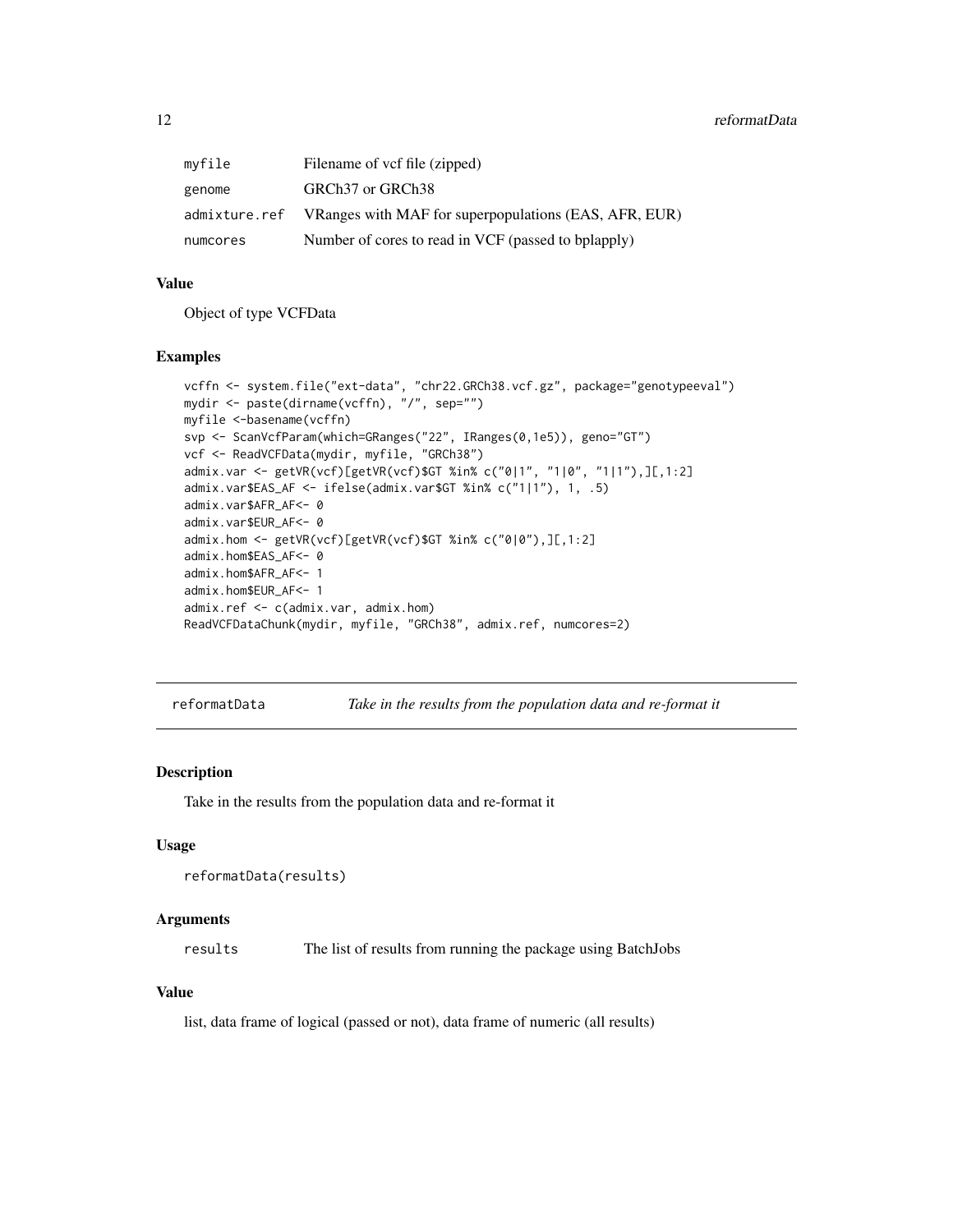| | |
|---|---|
| myfile | Filename of vcf file (zipped) |
| genome | GRCh37 or GRCh38 |
| admixture.ref | VRanges with MAF for superpopulations (EAS, AFR, EUR) |
| numcores | Number of cores to read in VCF (passed to bplapply) |

### Value

Object of type VCFData

### Examples

```
vcffn <- system.file("ext-data", "chr22.GRCh38.vcf.gz", package="genotypeeval")
mydir <- paste(dirname(vcffn), "/", sep="")
myfile <-basename(vcffn)
svp <- ScanVcfParam(which=GRanges("22", IRanges(0,1e5)), geno="GT")
vcf <- ReadVCFData(mydir, myfile, "GRCh38")
admix.var <- getVR(vcf)[getVR(vcf)$GT %in% c("0|1", "1|0", "1|1"),][,1:2]
admix.var$EAS_AF <- ifelse(admix.var$GT %in% c("1|1"), 1, .5)
admix.var$AFR_AF<- 0
admix.var$EUR_AF<- 0
admix.hom <- getVR(vcf)[getVR(vcf)$GT %in% c("0|0"),][,1:2]
admix.hom$EAS_AF<- 0
admix.hom$AFR_AF<- 1
admix.hom$EUR_AF<- 1
admix.ref <- c(admix.var, admix.hom)
ReadVCFDataChunk(mydir, myfile, "GRCh38", admix.ref, numcores=2)
```

---

## reformatData — *Take in the results from the population data and re-format it*

### Description

Take in the results from the population data and re-format it

### Usage

```
reformatData(results)
```

### Arguments

| | |
|---|---|
| results | The list of results from running the package using BatchJobs |

### Value

list, data frame of logical (passed or not), data frame of numeric (all results)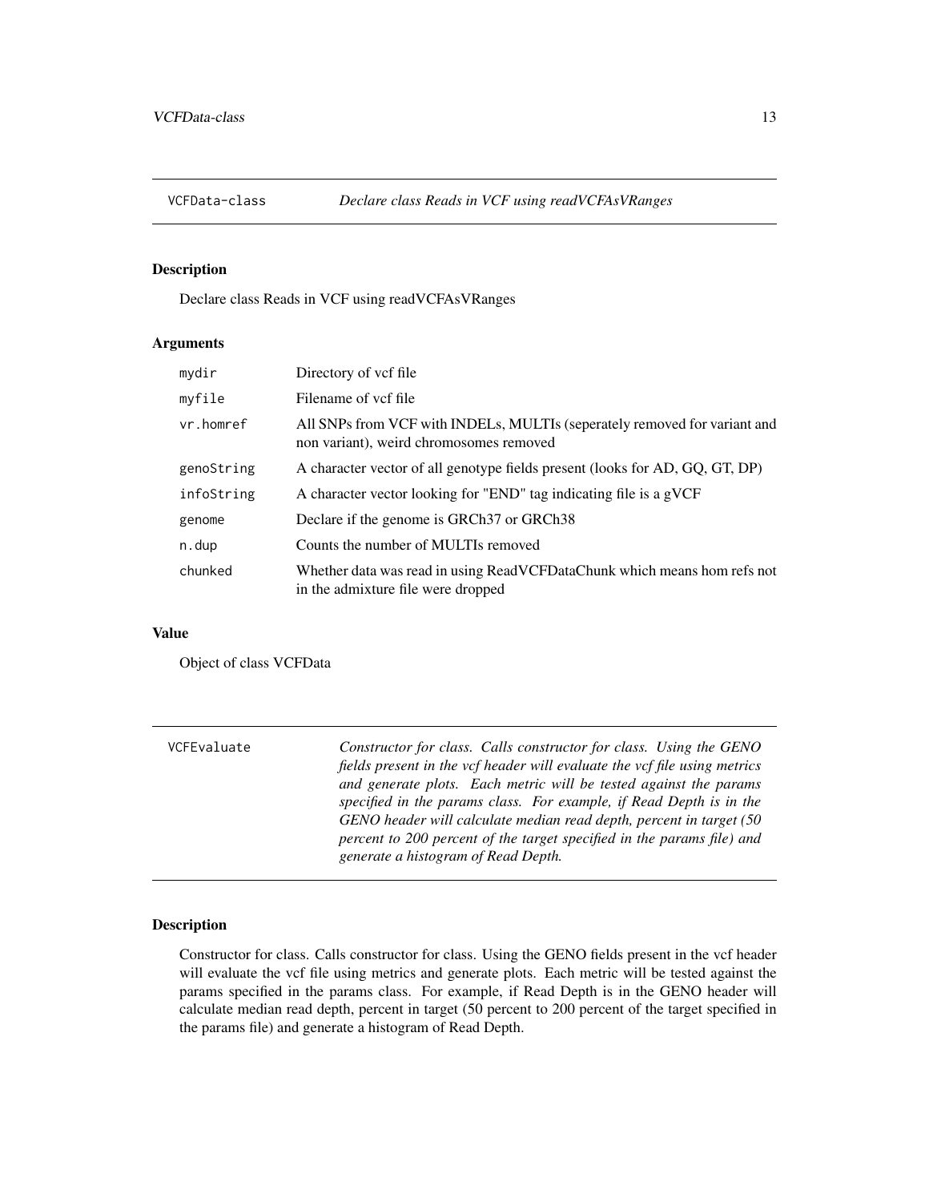## VCFData-class — *Declare class Reads in VCF using readVCFAsVRanges*

### Description

Declare class Reads in VCF using readVCFAsVRanges

### Arguments

| | |
|---|---|
| `mydir` | Directory of vcf file |
| `myfile` | Filename of vcf file |
| `vr.homref` | All SNPs from VCF with INDELs, MULTIs (seperately removed for variant and non variant), weird chromosomes removed |
| `genoString` | A character vector of all genotype fields present (looks for AD, GQ, GT, DP) |
| `infoString` | A character vector looking for "END" tag indicating file is a gVCF |
| `genome` | Declare if the genome is GRCh37 or GRCh38 |
| `n.dup` | Counts the number of MULTIs removed |
| `chunked` | Whether data was read in using ReadVCFDataChunk which means hom refs not in the admixture file were dropped |

### Value

Object of class VCFData

## VCFEvaluate — *Constructor for class. Calls constructor for class. Using the GENO fields present in the vcf header will evaluate the vcf file using metrics and generate plots. Each metric will be tested against the params specified in the params class. For example, if Read Depth is in the GENO header will calculate median read depth, percent in target (50 percent to 200 percent of the target specified in the params file) and generate a histogram of Read Depth.*

### Description

Constructor for class. Calls constructor for class. Using the GENO fields present in the vcf header will evaluate the vcf file using metrics and generate plots. Each metric will be tested against the params specified in the params class. For example, if Read Depth is in the GENO header will calculate median read depth, percent in target (50 percent to 200 percent of the target specified in the params file) and generate a histogram of Read Depth.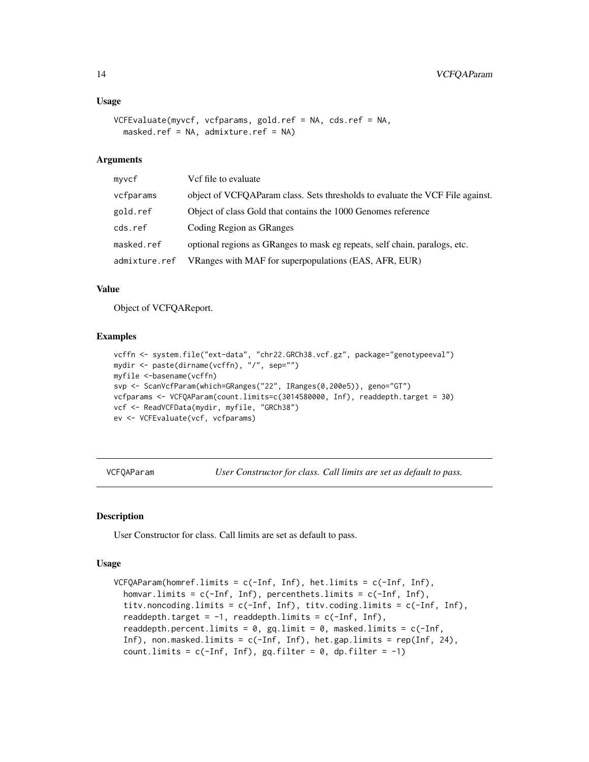### Usage

```
VCFEvaluate(myvcf, vcfparams, gold.ref = NA, cds.ref = NA,
  masked.ref = NA, admixture.ref = NA)
```

### Arguments

| | |
|---|---|
| myvcf | Vcf file to evaluate |
| vcfparams | object of VCFQAParam class. Sets thresholds to evaluate the VCF File against. |
| gold.ref | Object of class Gold that contains the 1000 Genomes reference |
| cds.ref | Coding Region as GRanges |
| masked.ref | optional regions as GRanges to mask eg repeats, self chain, paralogs, etc. |
| admixture.ref | VRanges with MAF for superpopulations (EAS, AFR, EUR) |

### Value

Object of VCFQAReport.

### Examples

```
vcffn <- system.file("ext-data", "chr22.GRCh38.vcf.gz", package="genotypeeval")
mydir <- paste(dirname(vcffn), "/", sep="")
myfile <-basename(vcffn)
svp <- ScanVcfParam(which=GRanges("22", IRanges(0,200e5)), geno="GT")
vcfparams <- VCFQAParam(count.limits=c(3014580000, Inf), readdepth.target = 30)
vcf <- ReadVCFData(mydir, myfile, "GRCh38")
ev <- VCFEvaluate(vcf, vcfparams)
```

---

## VCFQAParam — *User Constructor for class. Call limits are set as default to pass.*

### Description

User Constructor for class. Call limits are set as default to pass.

### Usage

```
VCFQAParam(homref.limits = c(-Inf, Inf), het.limits = c(-Inf, Inf),
  homvar.limits = c(-Inf, Inf), percenthets.limits = c(-Inf, Inf),
  titv.noncoding.limits = c(-Inf, Inf), titv.coding.limits = c(-Inf, Inf),
  readdepth.target = -1, readdepth.limits = c(-Inf, Inf),
  readdepth.percent.limits = 0, gq.limit = 0, masked.limits = c(-Inf,
  Inf), non.masked.limits = c(-Inf, Inf), het.gap.limits = rep(Inf, 24),
  count.limits = c(-Inf, Inf), gq.filter = 0, dp.filter = -1)
```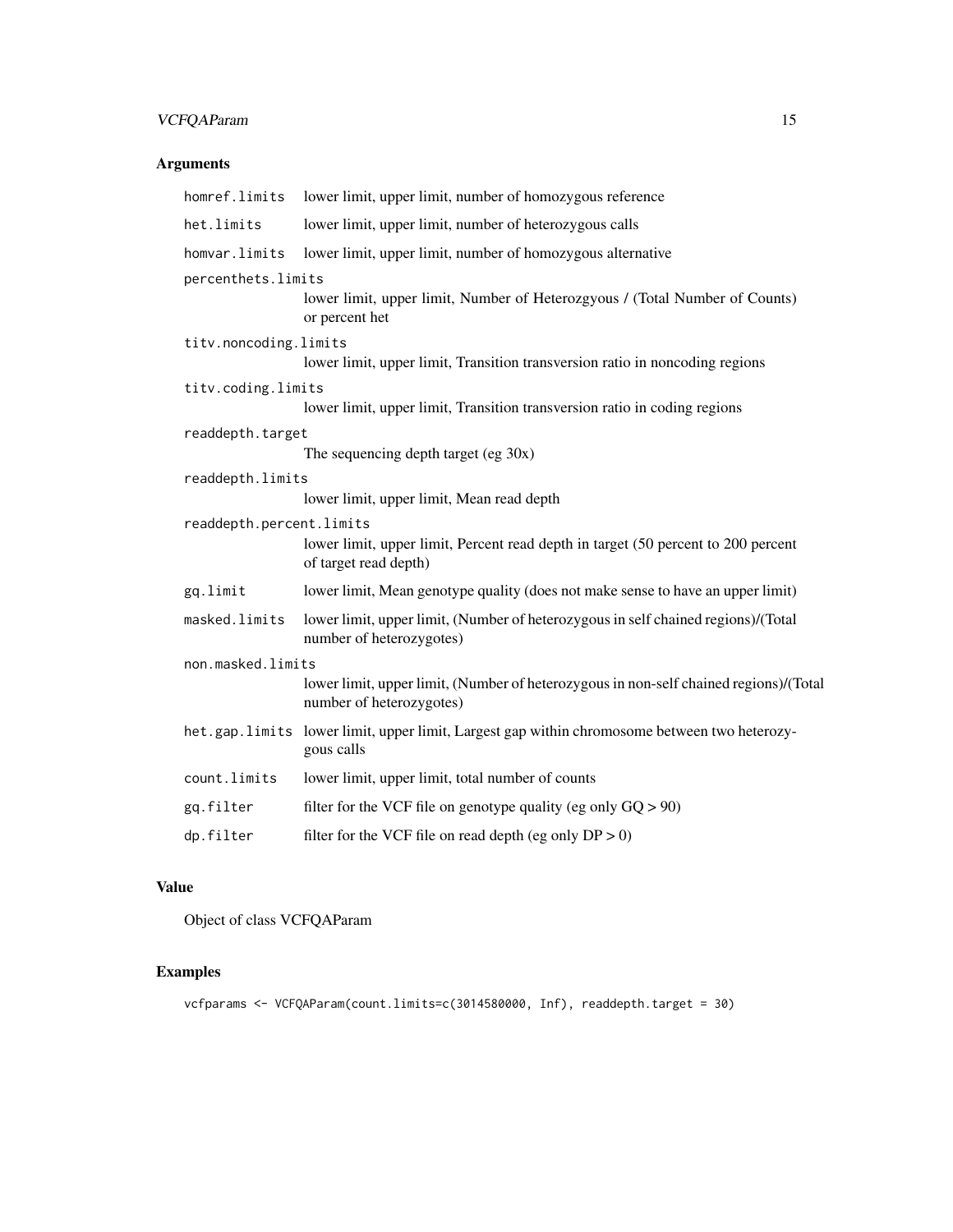## Arguments

| | |
|---|---|
| `homref.limits` | lower limit, upper limit, number of homozygous reference |
| `het.limits` | lower limit, upper limit, number of heterozygous calls |
| `homvar.limits` | lower limit, upper limit, number of homozygous alternative |
| `percenthets.limits` | lower limit, upper limit, Number of Heterozgyous / (Total Number of Counts) or percent het |
| `titv.noncoding.limits` | lower limit, upper limit, Transition transversion ratio in noncoding regions |
| `titv.coding.limits` | lower limit, upper limit, Transition transversion ratio in coding regions |
| `readdepth.target` | The sequencing depth target (eg 30x) |
| `readdepth.limits` | lower limit, upper limit, Mean read depth |
| `readdepth.percent.limits` | lower limit, upper limit, Percent read depth in target (50 percent to 200 percent of target read depth) |
| `gq.limit` | lower limit, Mean genotype quality (does not make sense to have an upper limit) |
| `masked.limits` | lower limit, upper limit, (Number of heterozygous in self chained regions)/(Total number of heterozygotes) |
| `non.masked.limits` | lower limit, upper limit, (Number of heterozygous in non-self chained regions)/(Total number of heterozygotes) |
| `het.gap.limits` | lower limit, upper limit, Largest gap within chromosome between two heterozygous calls |
| `count.limits` | lower limit, upper limit, total number of counts |
| `gq.filter` | filter for the VCF file on genotype quality (eg only GQ > 90) |
| `dp.filter` | filter for the VCF file on read depth (eg only DP > 0) |

## Value

Object of class VCFQAParam

## Examples

```
vcfparams <- VCFQAParam(count.limits=c(3014580000, Inf), readdepth.target = 30)
```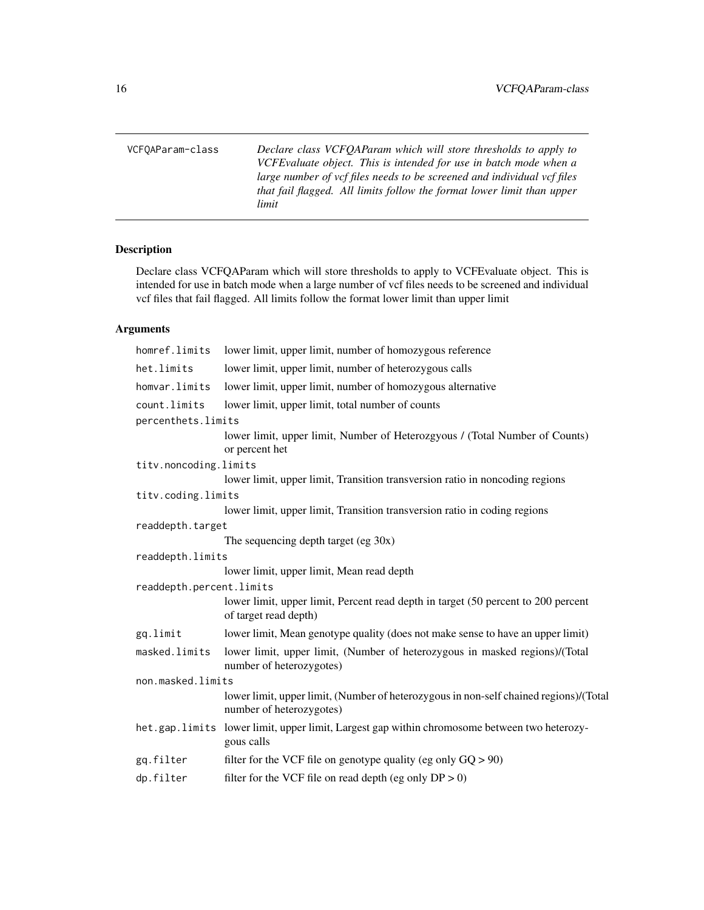VCFQAParam-class — *Declare class VCFQAParam which will store thresholds to apply to VCFEvaluate object. This is intended for use in batch mode when a large number of vcf files needs to be screened and individual vcf files that fail flagged. All limits follow the format lower limit than upper limit*

## Description

Declare class VCFQAParam which will store thresholds to apply to VCFEvaluate object. This is intended for use in batch mode when a large number of vcf files needs to be screened and individual vcf files that fail flagged. All limits follow the format lower limit than upper limit

## Arguments

| | |
|---|---|
| `homref.limits` | lower limit, upper limit, number of homozygous reference |
| `het.limits` | lower limit, upper limit, number of heterozygous calls |
| `homvar.limits` | lower limit, upper limit, number of homozygous alternative |
| `count.limits` | lower limit, upper limit, total number of counts |
| `percenthets.limits` | lower limit, upper limit, Number of Heterozgyous / (Total Number of Counts) or percent het |
| `titv.noncoding.limits` | lower limit, upper limit, Transition transversion ratio in noncoding regions |
| `titv.coding.limits` | lower limit, upper limit, Transition transversion ratio in coding regions |
| `readdepth.target` | The sequencing depth target (eg 30x) |
| `readdepth.limits` | lower limit, upper limit, Mean read depth |
| `readdepth.percent.limits` | lower limit, upper limit, Percent read depth in target (50 percent to 200 percent of target read depth) |
| `gq.limit` | lower limit, Mean genotype quality (does not make sense to have an upper limit) |
| `masked.limits` | lower limit, upper limit, (Number of heterozygous in masked regions)/(Total number of heterozygotes) |
| `non.masked.limits` | lower limit, upper limit, (Number of heterozygous in non-self chained regions)/(Total number of heterozygotes) |
| `het.gap.limits` | lower limit, upper limit, Largest gap within chromosome between two heterozygous calls |
| `gq.filter` | filter for the VCF file on genotype quality (eg only GQ > 90) |
| `dp.filter` | filter for the VCF file on read depth (eg only DP > 0) |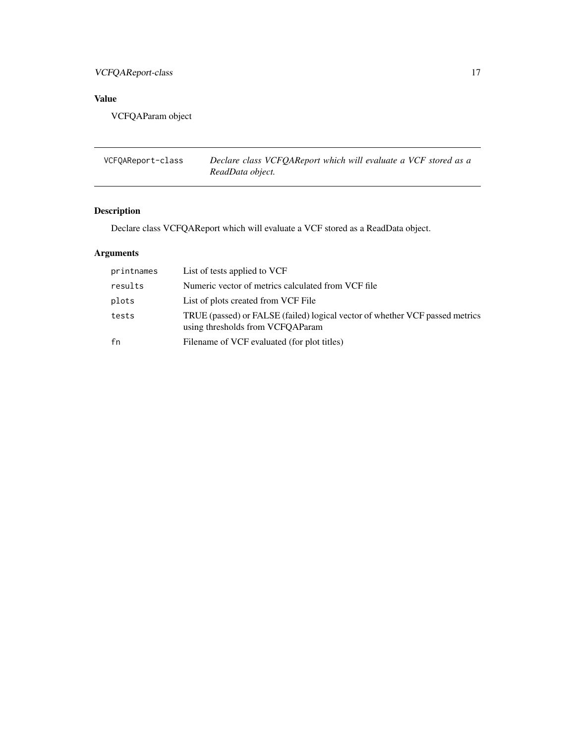## Value

VCFQAParam object

---

`VCFQAReport-class` *Declare class VCFQAReport which will evaluate a VCF stored as a ReadData object.*

---

## Description

Declare class VCFQAReport which will evaluate a VCF stored as a ReadData object.

## Arguments

| | |
|---|---|
| `printnames` | List of tests applied to VCF |
| `results` | Numeric vector of metrics calculated from VCF file |
| `plots` | List of plots created from VCF File |
| `tests` | TRUE (passed) or FALSE (failed) logical vector of whether VCF passed metrics using thresholds from VCFQAParam |
| `fn` | Filename of VCF evaluated (for plot titles) |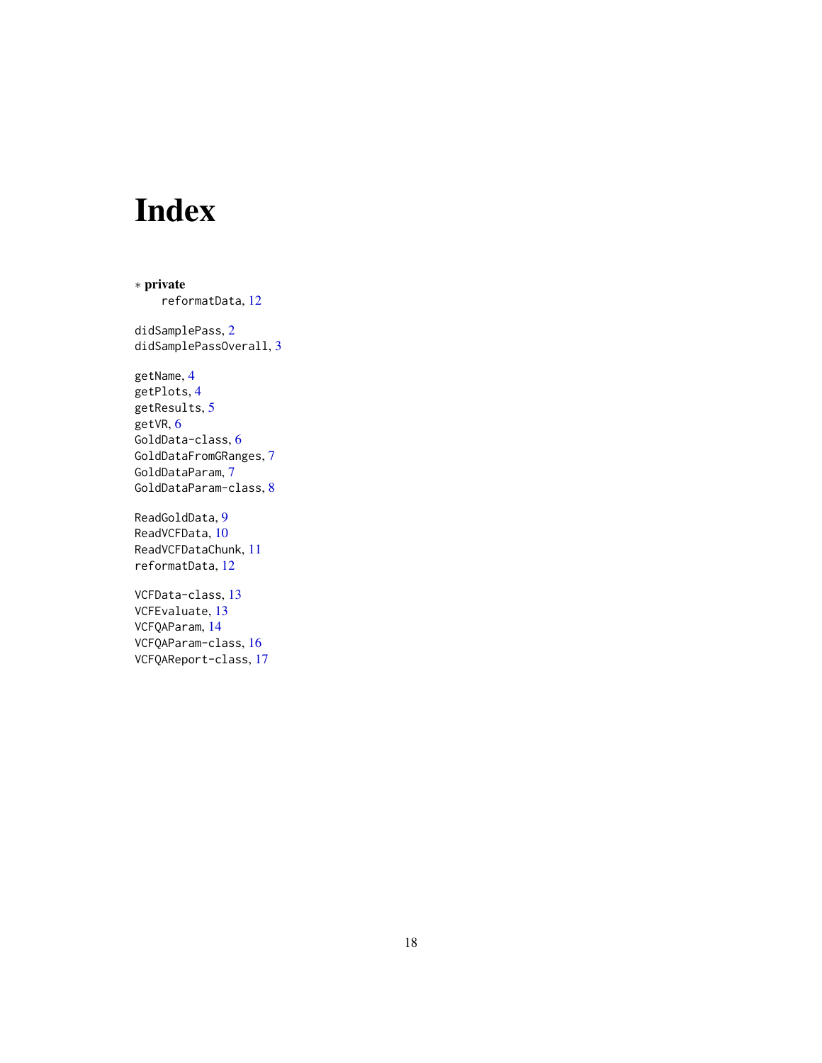# Index

∗ **private**
    reformatData, 12

didSamplePass, 2
didSamplePassOverall, 3

getName, 4
getPlots, 4
getResults, 5
getVR, 6
GoldData-class, 6
GoldDataFromGRanges, 7
GoldDataParam, 7
GoldDataParam-class, 8

ReadGoldData, 9
ReadVCFData, 10
ReadVCFDataChunk, 11
reformatData, 12

VCFData-class, 13
VCFEvaluate, 13
VCFQAParam, 14
VCFQAParam-class, 16
VCFQAReport-class, 17